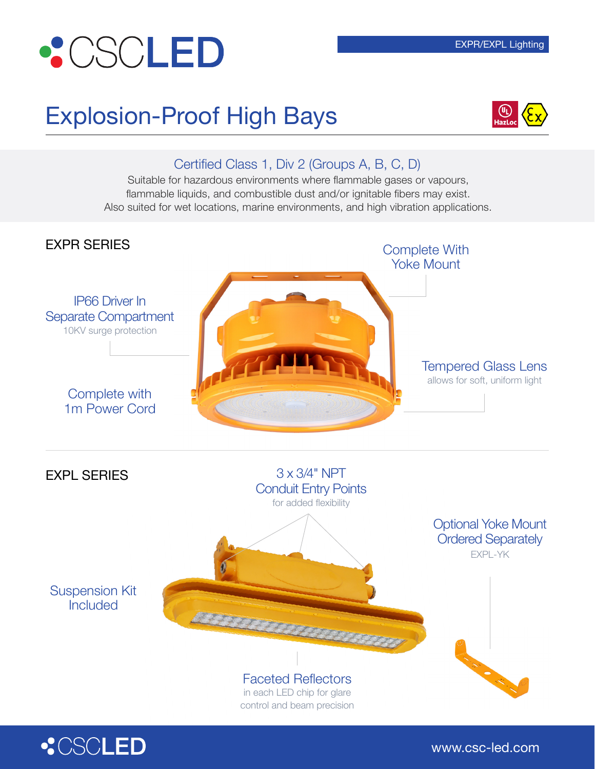# CSCLED

EXPR/EXPL Lighting

## Explosion-Proof High Bays

### Certified Class 1, Div 2 (Groups A, B, C, D)

Suitable for hazardous environments where flammable gases or vapours, flammable liquids, and combustible dust and/or ignitable fibers may exist. Also suited for wet locations, marine environments, and high vibration applications.

## EXPR SERIES

**Complete With Yoke Mount**

**IP66 Driver In Separate Compartment**
10KV surge protection

**Tempered Glass Lens**
allows for soft, uniform light

**Complete with 1m Power Cord**

## EXPL SERIES

**3 x 3/4" NPT Conduit Entry Points**
for added flexibility

**Optional Yoke Mount Ordered Separately**
EXPL-YK

**Suspension Kit Included**

**Faceted Reflectors**
in each LED chip for glare control and beam precision

CSCLED

www.csc-led.com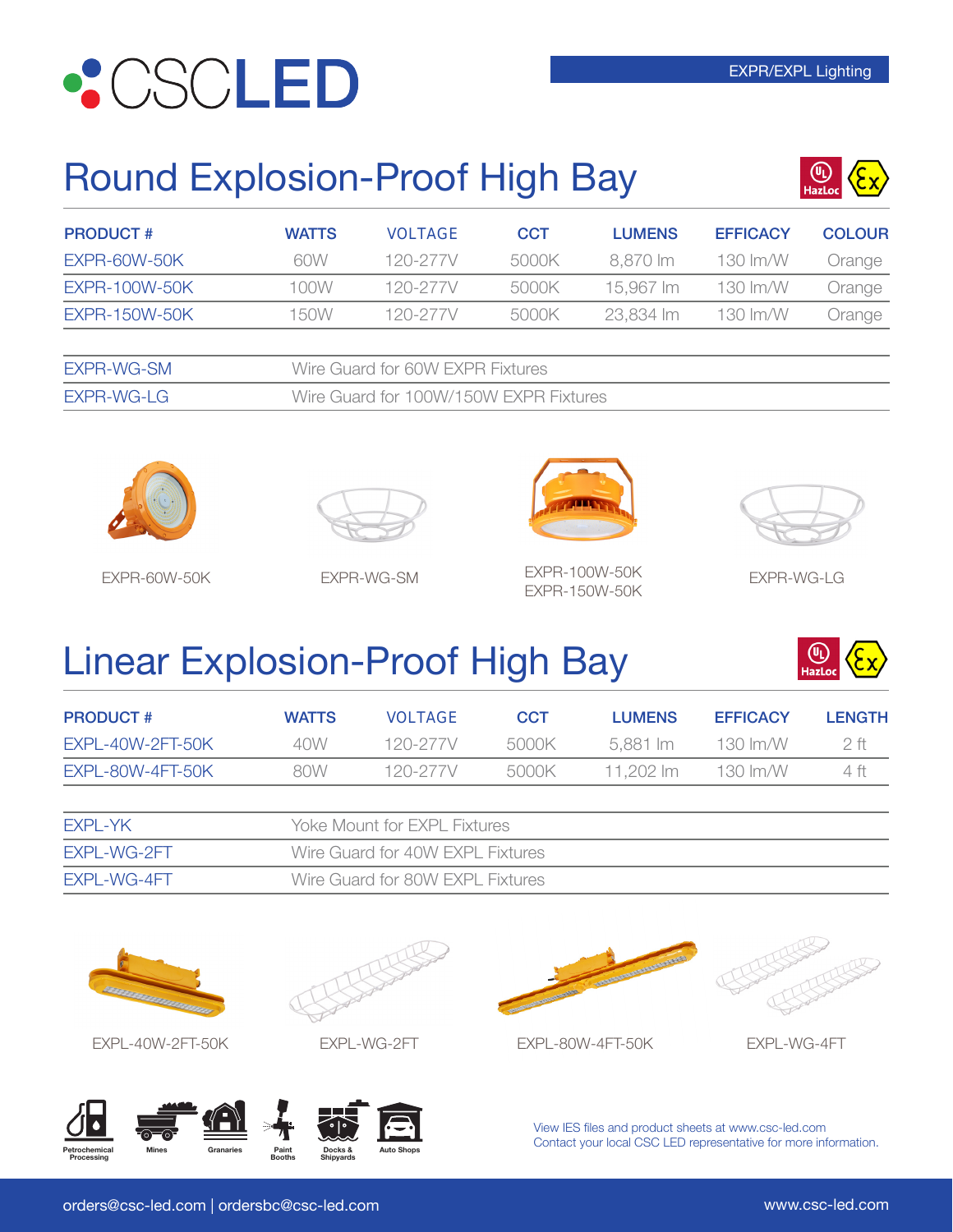CSCLED

EXPR/EXPL Lighting

# Round Explosion-Proof High Bay

| PRODUCT # | WATTS | VOLTAGE | CCT | LUMENS | EFFICACY | COLOUR |
|---|---|---|---|---|---|---|
| EXPR-60W-50K | 60W | 120-277V | 5000K | 8,870 lm | 130 lm/W | Orange |
| EXPR-100W-50K | 100W | 120-277V | 5000K | 15,967 lm | 130 lm/W | Orange |
| EXPR-150W-50K | 150W | 120-277V | 5000K | 23,834 lm | 130 lm/W | Orange |

| | |
|---|---|
| EXPR-WG-SM | Wire Guard for 60W EXPR Fixtures |
| EXPR-WG-LG | Wire Guard for 100W/150W EXPR Fixtures |

EXPR-60W-50K

EXPR-WG-SM

EXPR-100W-50K
EXPR-150W-50K

EXPR-WG-LG

# Linear Explosion-Proof High Bay

| PRODUCT # | WATTS | VOLTAGE | CCT | LUMENS | EFFICACY | LENGTH |
|---|---|---|---|---|---|---|
| EXPL-40W-2FT-50K | 40W | 120-277V | 5000K | 5,881 lm | 130 lm/W | 2 ft |
| EXPL-80W-4FT-50K | 80W | 120-277V | 5000K | 11,202 lm | 130 lm/W | 4 ft |

| | |
|---|---|
| EXPL-YK | Yoke Mount for EXPL Fixtures |
| EXPL-WG-2FT | Wire Guard for 40W EXPL Fixtures |
| EXPL-WG-4FT | Wire Guard for 80W EXPL Fixtures |

EXPL-40W-2FT-50K

EXPL-WG-2FT

EXPL-80W-4FT-50K

EXPL-WG-4FT

Petrochemical Processing | Mines | Granaries | Paint Booths | Docks & Shipyards | Auto Shops

View IES files and product sheets at www.csc-led.com
Contact your local CSC LED representative for more information.

orders@csc-led.com | ordersbc@csc-led.com

www.csc-led.com